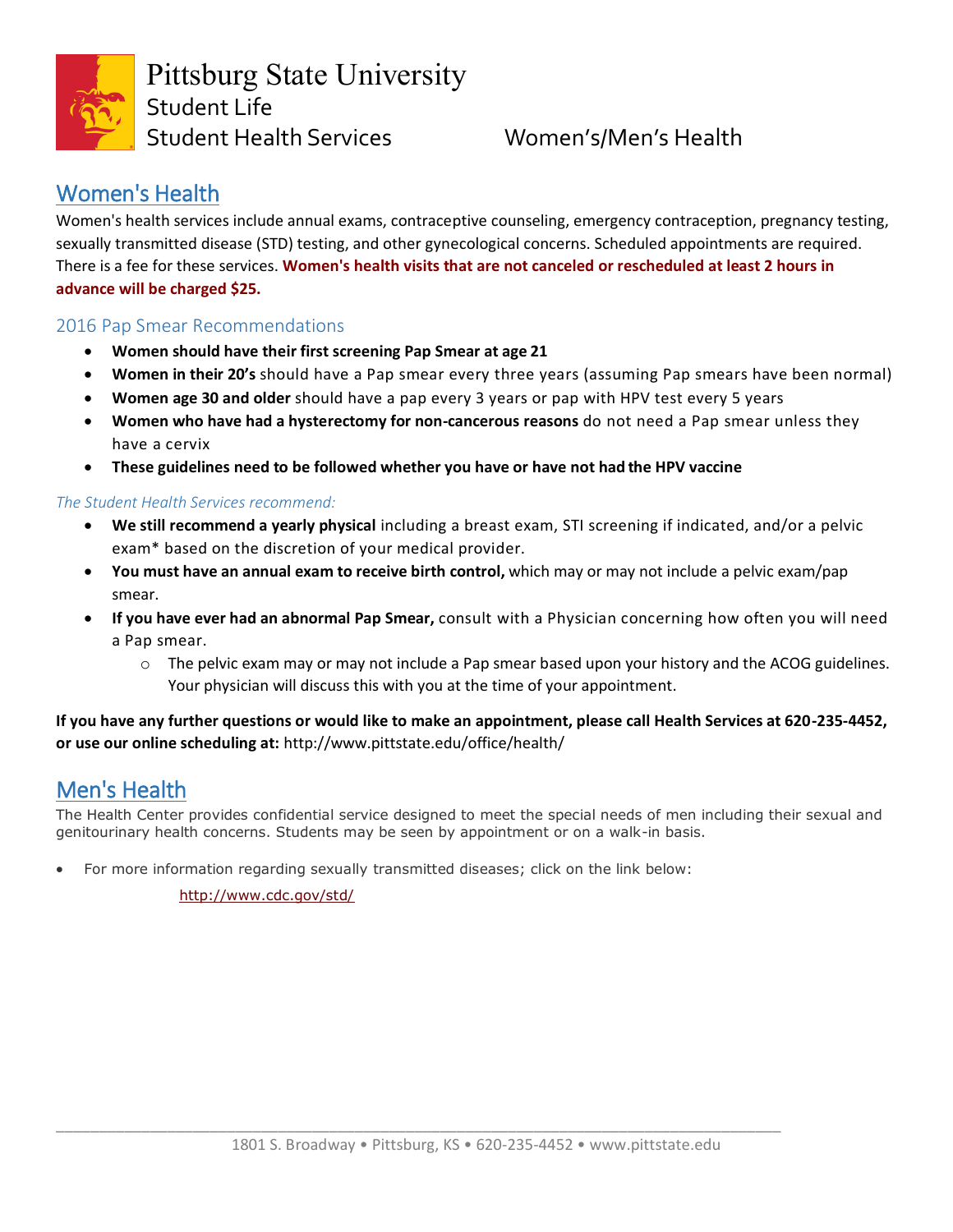Pittsburg State University
Student Life
Student Health Services

Women's/Men's Health

## Women's Health

Women's health services include annual exams, contraceptive counseling, emergency contraception, pregnancy testing, sexually transmitted disease (STD) testing, and other gynecological concerns. Scheduled appointments are required. There is a fee for these services. **Women's health visits that are not canceled or rescheduled at least 2 hours in advance will be charged $25.**

### 2016 Pap Smear Recommendations

- **Women should have their first screening Pap Smear at age 21**
- **Women in their 20's** should have a Pap smear every three years (assuming Pap smears have been normal)
- **Women age 30 and older** should have a pap every 3 years or pap with HPV test every 5 years
- **Women who have had a hysterectomy for non-cancerous reasons** do not need a Pap smear unless they have a cervix
- **These guidelines need to be followed whether you have or have not had the HPV vaccine**

*The Student Health Services recommend:*

- **We still recommend a yearly physical** including a breast exam, STI screening if indicated, and/or a pelvic exam* based on the discretion of your medical provider.
- **You must have an annual exam to receive birth control,** which may or may not include a pelvic exam/pap smear.
- **If you have ever had an abnormal Pap Smear,** consult with a Physician concerning how often you will need a Pap smear.
  - The pelvic exam may or may not include a Pap smear based upon your history and the ACOG guidelines. Your physician will discuss this with you at the time of your appointment.

**If you have any further questions or would like to make an appointment, please call Health Services at 620-235-4452, or use our online scheduling at:** http://www.pittstate.edu/office/health/

## Men's Health

The Health Center provides confidential service designed to meet the special needs of men including their sexual and genitourinary health concerns. Students may be seen by appointment or on a walk-in basis.

- For more information regarding sexually transmitted diseases; click on the link below:

  http://www.cdc.gov/std/

1801 S. Broadway • Pittsburg, KS • 620-235-4452 • www.pittstate.edu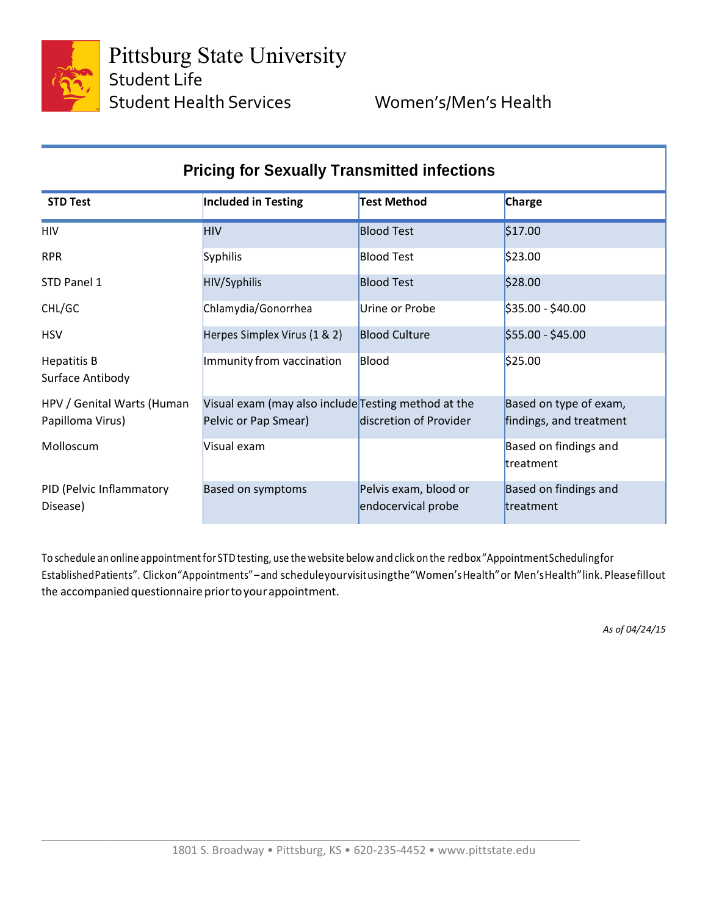Pittsburg State University
Student Life
Student Health Services

Women's/Men's Health

## Pricing for Sexually Transmitted infections

| STD Test | Included in Testing | Test Method | Charge |
| --- | --- | --- | --- |
| HIV | HIV | Blood Test | $17.00 |
| RPR | Syphilis | Blood Test | $23.00 |
| STD Panel 1 | HIV/Syphilis | Blood Test | $28.00 |
| CHL/GC | Chlamydia/Gonorrhea | Urine or Probe | $35.00 - $40.00 |
| HSV | Herpes Simplex Virus (1 & 2) | Blood Culture | $55.00 - $45.00 |
| Hepatitis B Surface Antibody | Immunity from vaccination | Blood | $25.00 |
| HPV / Genital Warts (Human Papilloma Virus) | Visual exam (may also include Pelvic or Pap Smear) | Testing method at the discretion of Provider | Based on type of exam, findings, and treatment |
| Molloscum | Visual exam | | Based on findings and treatment |
| PID (Pelvic Inflammatory Disease) | Based on symptoms | Pelvis exam, blood or endocervical probe | Based on findings and treatment |

To schedule an online appointment for STD testing, use the website below and click on the red box "Appointment Scheduling for Established Patients". Click on "Appointments" – and schedule your visit using the "Women's Health" or Men's Health" link. Please fill out the accompanied questionnaire prior to your appointment.

*As of 04/24/15*

1801 S. Broadway • Pittsburg, KS • 620-235-4452 • www.pittstate.edu